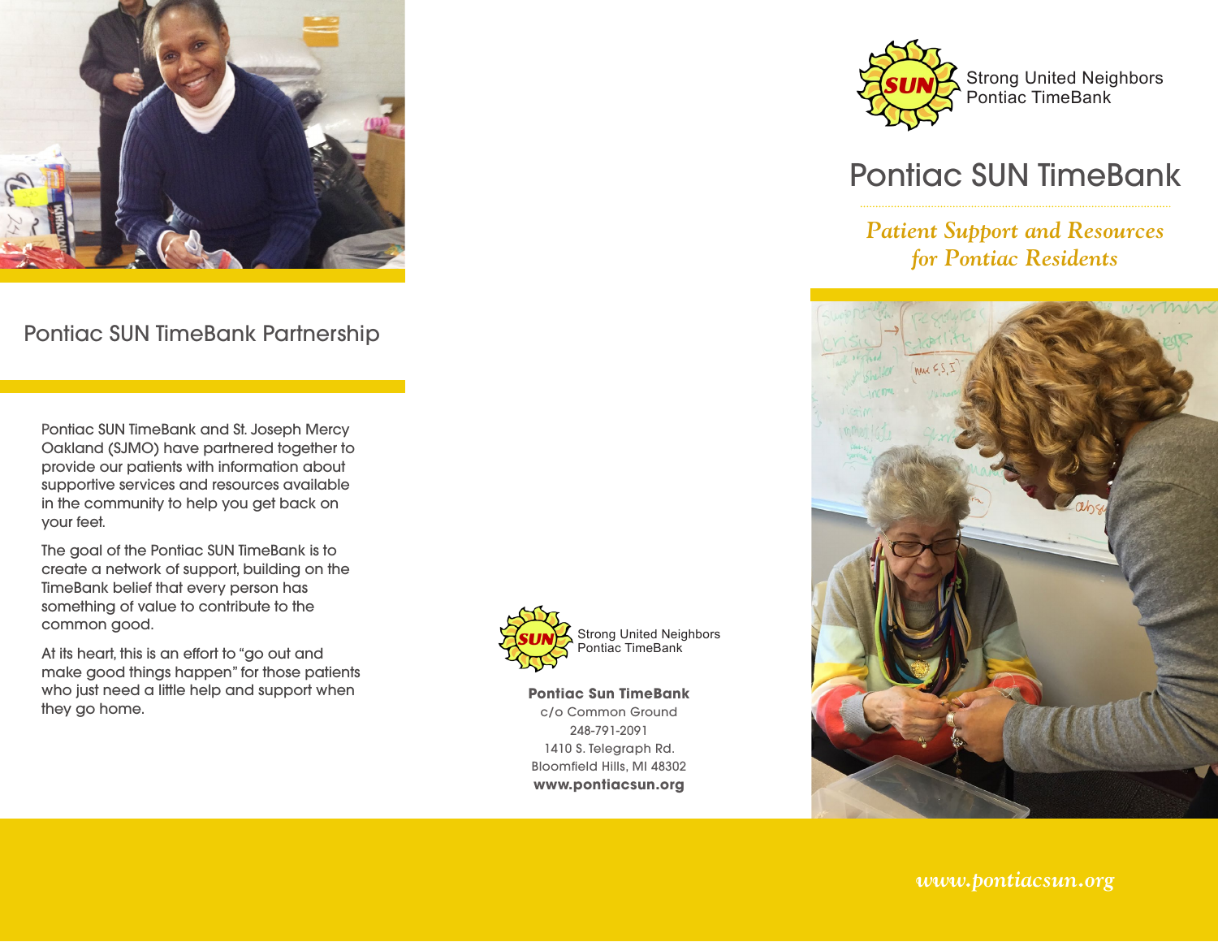## Pontiac SUN TimeBank Partnership

Pontiac SUN TimeBank and St. Joseph Mercy Oakland (SJMO) have partnered together to provide our patients with information about supportive services and resources available in the community to help you get back on your feet.

The goal of the Pontiac SUN TimeBank is to create a network of support, building on the TimeBank belief that every person has something of value to contribute to the common good.

At its heart, this is an effort to "go out and make good things happen" for those patients who just need a little help and support when they go home.

SUN Strong United Neighbors Pontiac TimeBank

**Pontiac Sun TimeBank**
c/o Common Ground
248-791-2091
1410 S. Telegraph Rd.
Bloomfield Hills, MI 48302
**www.pontiacsun.org**

SUN Strong United Neighbors Pontiac TimeBank

# Pontiac SUN TimeBank

*Patient Support and Resources for Pontiac Residents*

*www.pontiacsun.org*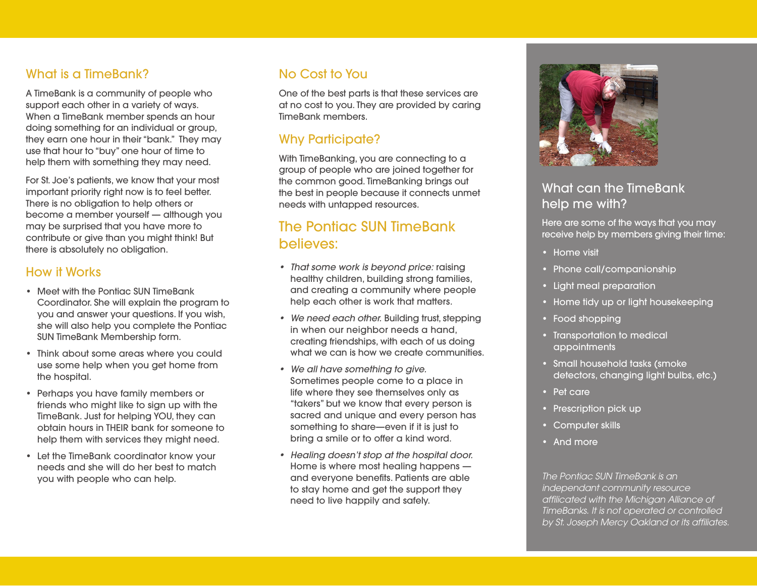## What is a TimeBank?

A TimeBank is a community of people who support each other in a variety of ways. When a TimeBank member spends an hour doing something for an individual or group, they earn one hour in their "bank." They may use that hour to "buy" one hour of time to help them with something they may need.

For St. Joe's patients, we know that your most important priority right now is to feel better. There is no obligation to help others or become a member yourself — although you may be surprised that you have more to contribute or give than you might think! But there is absolutely no obligation.

## How it Works

- Meet with the Pontiac SUN TimeBank Coordinator. She will explain the program to you and answer your questions. If you wish, she will also help you complete the Pontiac SUN TimeBank Membership form.
- Think about some areas where you could use some help when you get home from the hospital.
- Perhaps you have family members or friends who might like to sign up with the TimeBank. Just for helping YOU, they can obtain hours in THEIR bank for someone to help them with services they might need.
- Let the TimeBank coordinator know your needs and she will do her best to match you with people who can help.

## No Cost to You

One of the best parts is that these services are at no cost to you. They are provided by caring TimeBank members.

## Why Participate?

With TimeBanking, you are connecting to a group of people who are joined together for the common good. TimeBanking brings out the best in people because it connects unmet needs with untapped resources.

## The Pontiac SUN TimeBank believes:

- *That some work is beyond price:* raising healthy children, building strong families, and creating a community where people help each other is work that matters.
- *We need each other.* Building trust, stepping in when our neighbor needs a hand, creating friendships, with each of us doing what we can is how we create communities.
- *We all have something to give.* Sometimes people come to a place in life where they see themselves only as "takers" but we know that every person is sacred and unique and every person has something to share—even if it is just to bring a smile or to offer a kind word.
- *Healing doesn't stop at the hospital door.* Home is where most healing happens — and everyone benefits. Patients are able to stay home and get the support they need to live happily and safely.

## What can the TimeBank help me with?

Here are some of the ways that you may receive help by members giving their time:

- Home visit
- Phone call/companionship
- Light meal preparation
- Home tidy up or light housekeeping
- Food shopping
- Transportation to medical appointments
- Small household tasks (smoke detectors, changing light bulbs, etc.)
- Pet care
- Prescription pick up
- Computer skills
- And more

*The Pontiac SUN TimeBank is an independant community resource afficilated with the Michigan Alliance of TimeBanks. It is not operated or controlled by St. Joseph Mercy Oakland or its affiliates.*